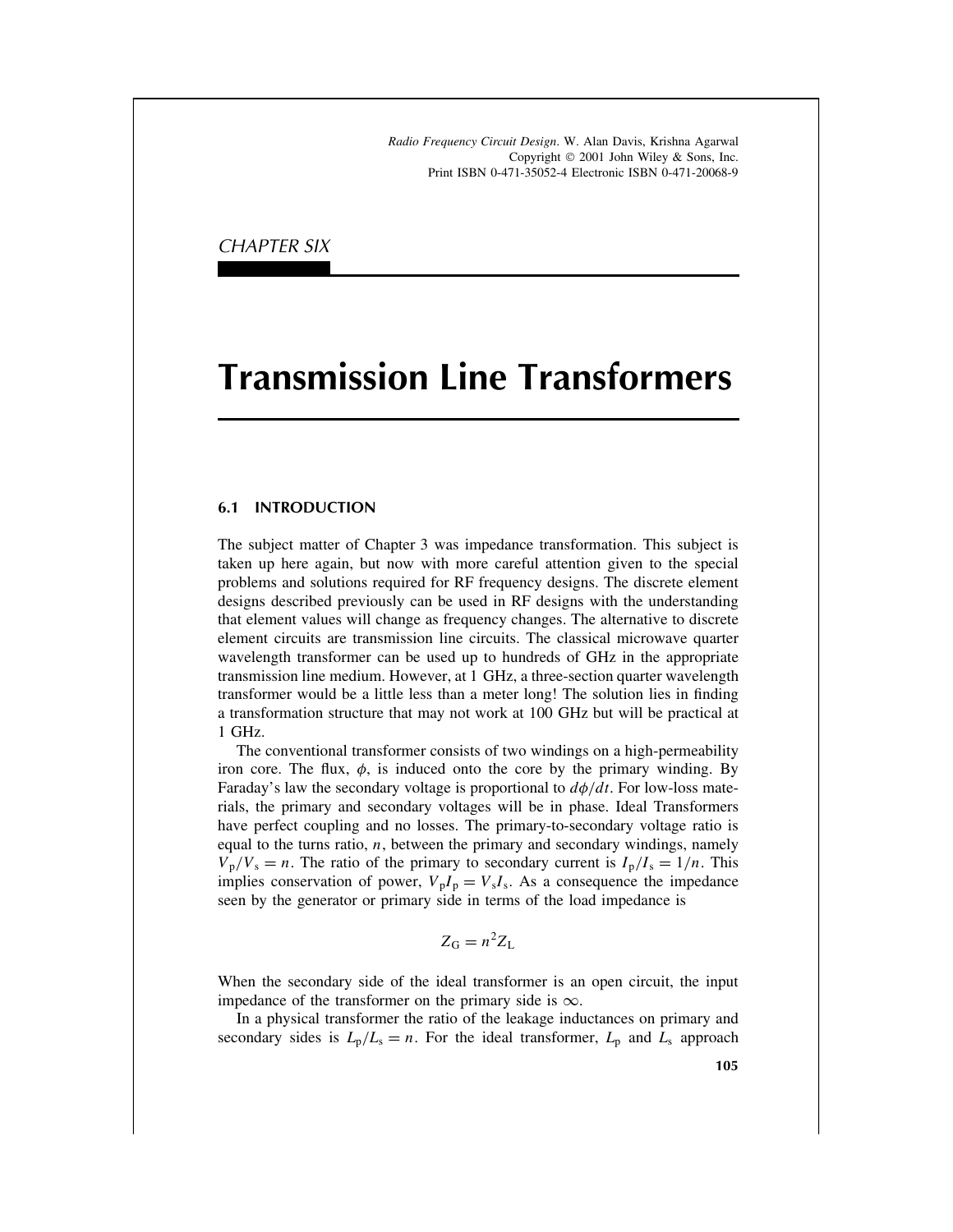*Radio Frequency Circuit Design*. W. Alan Davis, Krishna Agarwal
Copyright © 2001 John Wiley & Sons, Inc.
Print ISBN 0-471-35052-4 Electronic ISBN 0-471-20068-9

CHAPTER SIX

# Transmission Line Transformers

## 6.1 INTRODUCTION

The subject matter of Chapter 3 was impedance transformation. This subject is taken up here again, but now with more careful attention given to the special problems and solutions required for RF frequency designs. The discrete element designs described previously can be used in RF designs with the understanding that element values will change as frequency changes. The alternative to discrete element circuits are transmission line circuits. The classical microwave quarter wavelength transformer can be used up to hundreds of GHz in the appropriate transmission line medium. However, at 1 GHz, a three-section quarter wavelength transformer would be a little less than a meter long! The solution lies in finding a transformation structure that may not work at 100 GHz but will be practical at 1 GHz.

The conventional transformer consists of two windings on a high-permeability iron core. The flux, $\phi$, is induced onto the core by the primary winding. By Faraday's law the secondary voltage is proportional to $d\phi/dt$. For low-loss materials, the primary and secondary voltages will be in phase. Ideal Transformers have perfect coupling and no losses. The primary-to-secondary voltage ratio is equal to the turns ratio, $n$, between the primary and secondary windings, namely $V_p/V_s = n$. The ratio of the primary to secondary current is $I_p/I_s = 1/n$. This implies conservation of power, $V_pI_p = V_sI_s$. As a consequence the impedance seen by the generator or primary side in terms of the load impedance is

$$Z_G = n^2 Z_L$$

When the secondary side of the ideal transformer is an open circuit, the input impedance of the transformer on the primary side is $\infty$.

In a physical transformer the ratio of the leakage inductances on primary and secondary sides is $L_p/L_s = n$. For the ideal transformer, $L_p$ and $L_s$ approach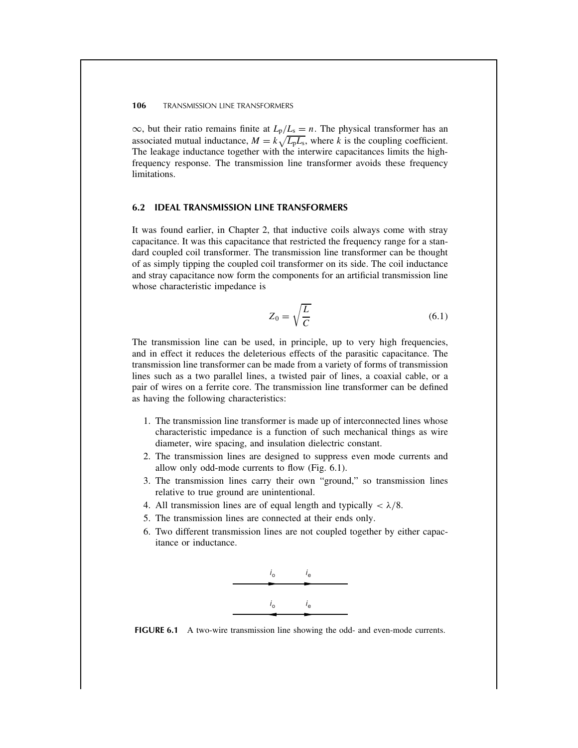$\infty$, but their ratio remains finite at $L_p/L_s = n$. The physical transformer has an associated mutual inductance, $M = k\sqrt{L_p L_s}$, where $k$ is the coupling coefficient. The leakage inductance together with the interwire capacitances limits the high-frequency response. The transmission line transformer avoids these frequency limitations.

## 6.2 IDEAL TRANSMISSION LINE TRANSFORMERS

It was found earlier, in Chapter 2, that inductive coils always come with stray capacitance. It was this capacitance that restricted the frequency range for a standard coupled coil transformer. The transmission line transformer can be thought of as simply tipping the coupled coil transformer on its side. The coil inductance and stray capacitance now form the components for an artificial transmission line whose characteristic impedance is

$$Z_0 = \sqrt{\frac{L}{C}} \tag{6.1}$$

The transmission line can be used, in principle, up to very high frequencies, and in effect it reduces the deleterious effects of the parasitic capacitance. The transmission line transformer can be made from a variety of forms of transmission lines such as a two parallel lines, a twisted pair of lines, a coaxial cable, or a pair of wires on a ferrite core. The transmission line transformer can be defined as having the following characteristics:

1. The transmission line transformer is made up of interconnected lines whose characteristic impedance is a function of such mechanical things as wire diameter, wire spacing, and insulation dielectric constant.
2. The transmission lines are designed to suppress even mode currents and allow only odd-mode currents to flow (Fig. 6.1).
3. The transmission lines carry their own "ground," so transmission lines relative to true ground are unintentional.
4. All transmission lines are of equal length and typically $< \lambda/8$.
5. The transmission lines are connected at their ends only.
6. Two different transmission lines are not coupled together by either capacitance or inductance.

**FIGURE 6.1** A two-wire transmission line showing the odd- and even-mode currents.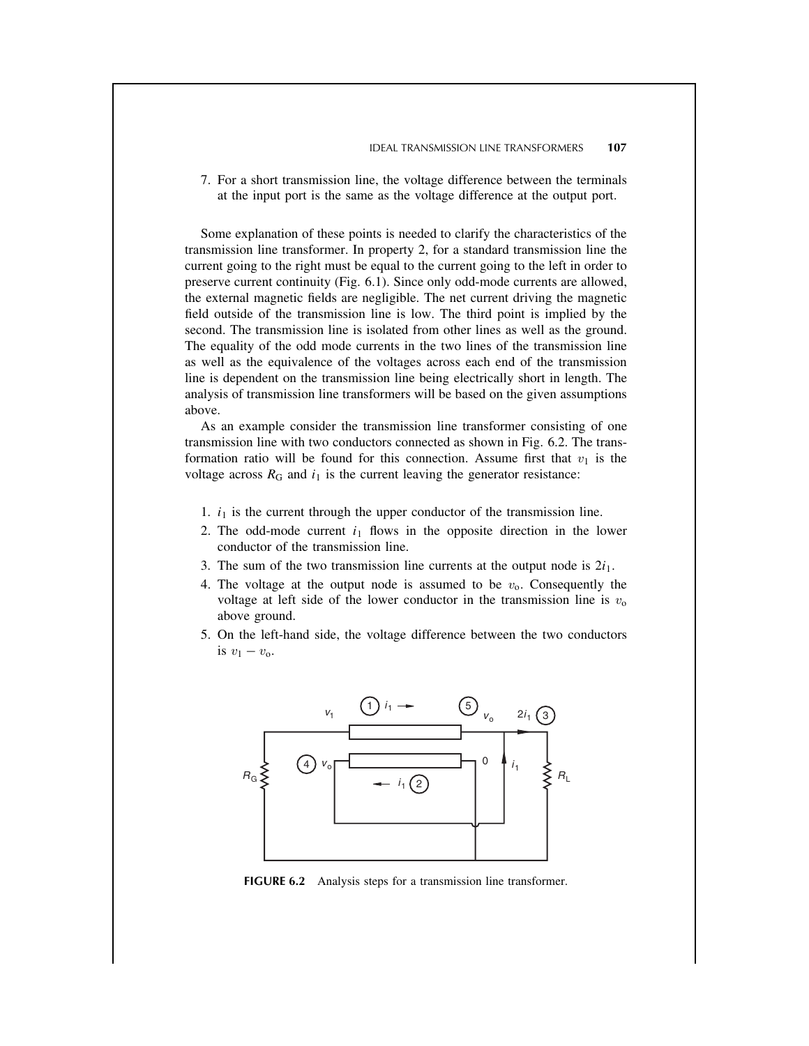7. For a short transmission line, the voltage difference between the terminals at the input port is the same as the voltage difference at the output port.

Some explanation of these points is needed to clarify the characteristics of the transmission line transformer. In property 2, for a standard transmission line the current going to the right must be equal to the current going to the left in order to preserve current continuity (Fig. 6.1). Since only odd-mode currents are allowed, the external magnetic fields are negligible. The net current driving the magnetic field outside of the transmission line is low. The third point is implied by the second. The transmission line is isolated from other lines as well as the ground. The equality of the odd mode currents in the two lines of the transmission line as well as the equivalence of the voltages across each end of the transmission line is dependent on the transmission line being electrically short in length. The analysis of transmission line transformers will be based on the given assumptions above.

As an example consider the transmission line transformer consisting of one transmission line with two conductors connected as shown in Fig. 6.2. The transformation ratio will be found for this connection. Assume first that $v_1$ is the voltage across $R_G$ and $i_1$ is the current leaving the generator resistance:

1. $i_1$ is the current through the upper conductor of the transmission line.
2. The odd-mode current $i_1$ flows in the opposite direction in the lower conductor of the transmission line.
3. The sum of the two transmission line currents at the output node is $2i_1$.
4. The voltage at the output node is assumed to be $v_o$. Consequently the voltage at left side of the lower conductor in the transmission line is $v_o$ above ground.
5. On the left-hand side, the voltage difference between the two conductors is $v_1 - v_o$.

**FIGURE 6.2** Analysis steps for a transmission line transformer.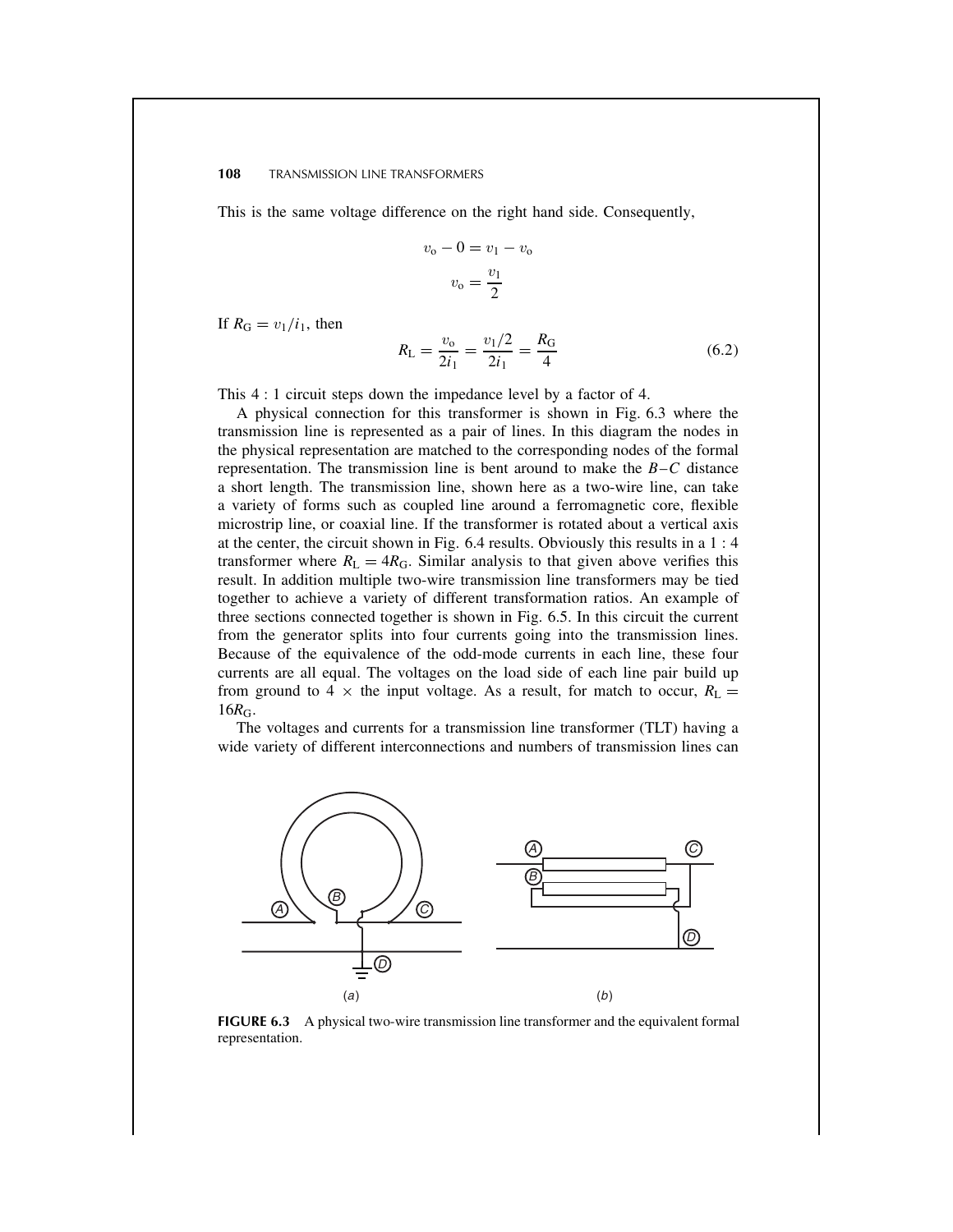This is the same voltage difference on the right hand side. Consequently,

$$v_o - 0 = v_1 - v_o$$

$$v_o = \frac{v_1}{2}$$

If $R_G = v_1/i_1$, then

$$R_L = \frac{v_o}{2i_1} = \frac{v_1/2}{2i_1} = \frac{R_G}{4} \tag{6.2}$$

This 4 : 1 circuit steps down the impedance level by a factor of 4.

A physical connection for this transformer is shown in Fig. 6.3 where the transmission line is represented as a pair of lines. In this diagram the nodes in the physical representation are matched to the corresponding nodes of the formal representation. The transmission line is bent around to make the $B$–$C$ distance a short length. The transmission line, shown here as a two-wire line, can take a variety of forms such as coupled line around a ferromagnetic core, flexible microstrip line, or coaxial line. If the transformer is rotated about a vertical axis at the center, the circuit shown in Fig. 6.4 results. Obviously this results in a 1 : 4 transformer where $R_L = 4R_G$. Similar analysis to that given above verifies this result. In addition multiple two-wire transmission line transformers may be tied together to achieve a variety of different transformation ratios. An example of three sections connected together is shown in Fig. 6.5. In this circuit the current from the generator splits into four currents going into the transmission lines. Because of the equivalence of the odd-mode currents in each line, these four currents are all equal. The voltages on the load side of each line pair build up from ground to 4 × the input voltage. As a result, for match to occur, $R_L = 16R_G$.

The voltages and currents for a transmission line transformer (TLT) having a wide variety of different interconnections and numbers of transmission lines can

**FIGURE 6.3** A physical two-wire transmission line transformer and the equivalent formal representation.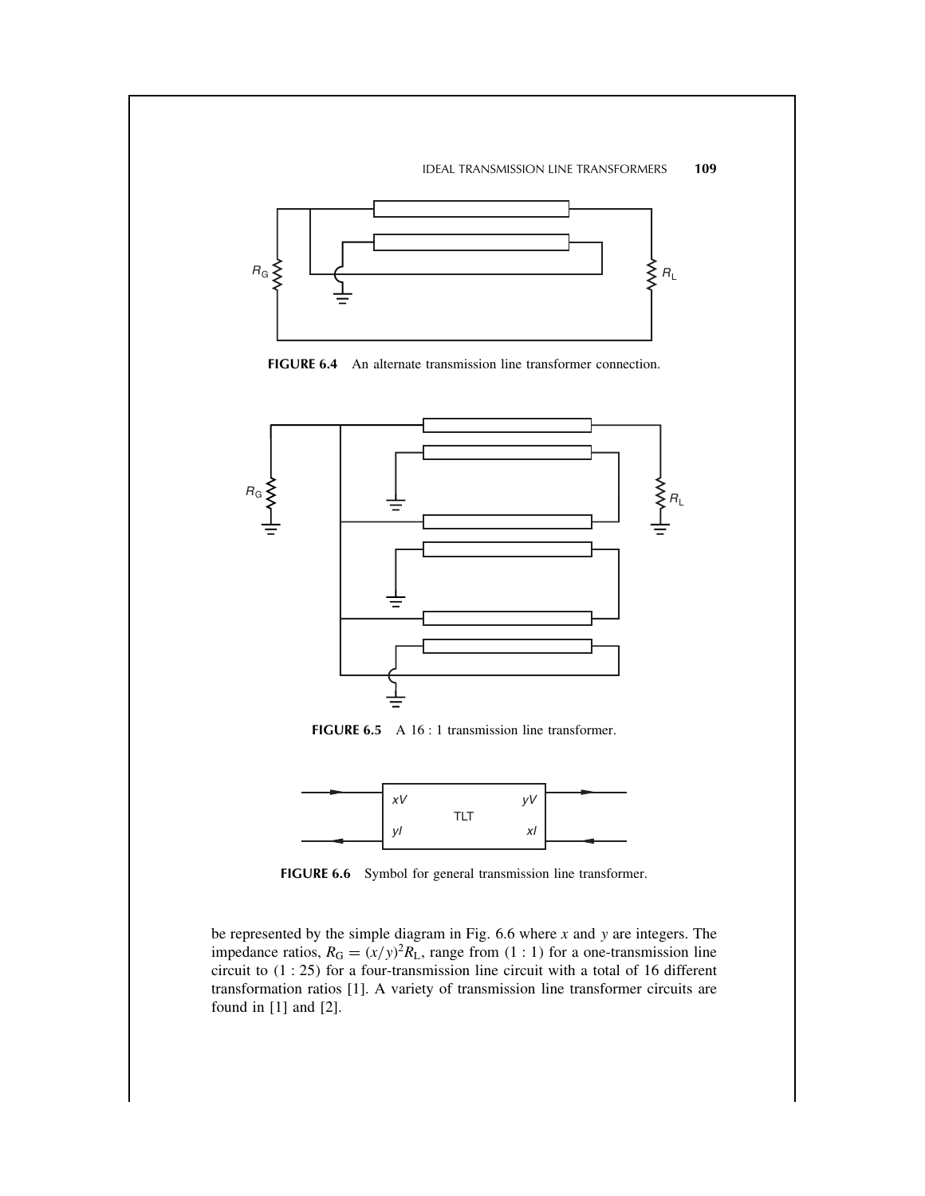**FIGURE 6.4** An alternate transmission line transformer connection.

**FIGURE 6.5** A 16 : 1 transmission line transformer.

**FIGURE 6.6** Symbol for general transmission line transformer.

be represented by the simple diagram in Fig. 6.6 where $x$ and $y$ are integers. The impedance ratios, $R_G = (x/y)^2 R_L$, range from (1 : 1) for a one-transmission line circuit to (1 : 25) for a four-transmission line circuit with a total of 16 different transformation ratios [1]. A variety of transmission line transformer circuits are found in [1] and [2].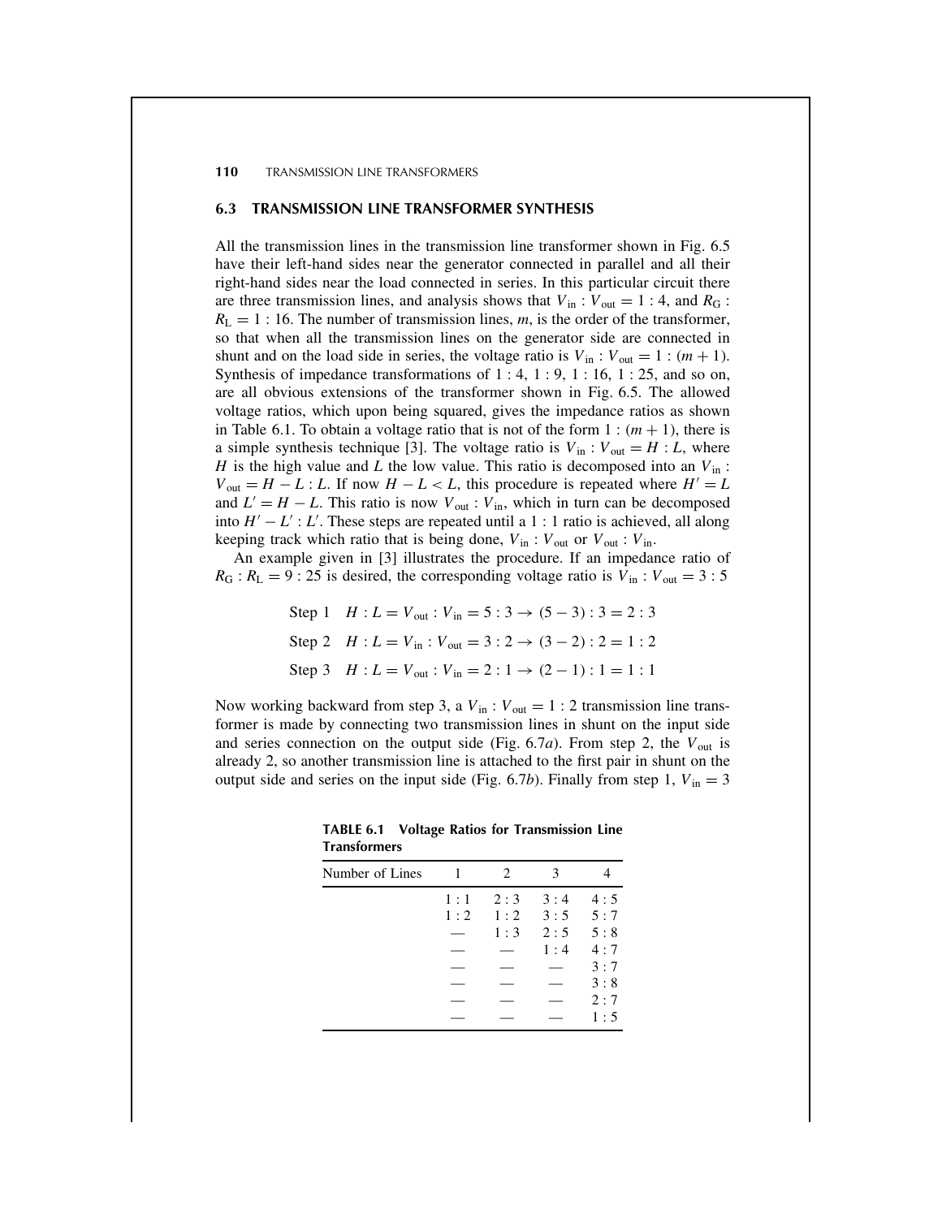## 6.3 TRANSMISSION LINE TRANSFORMER SYNTHESIS

All the transmission lines in the transmission line transformer shown in Fig. 6.5 have their left-hand sides near the generator connected in parallel and all their right-hand sides near the load connected in series. In this particular circuit there are three transmission lines, and analysis shows that $V_{in} : V_{out} = 1 : 4$, and $R_G : R_L = 1 : 16$. The number of transmission lines, $m$, is the order of the transformer, so that when all the transmission lines on the generator side are connected in shunt and on the load side in series, the voltage ratio is $V_{in} : V_{out} = 1 : (m + 1)$. Synthesis of impedance transformations of 1 : 4, 1 : 9, 1 : 16, 1 : 25, and so on, are all obvious extensions of the transformer shown in Fig. 6.5. The allowed voltage ratios, which upon being squared, gives the impedance ratios as shown in Table 6.1. To obtain a voltage ratio that is not of the form $1 : (m + 1)$, there is a simple synthesis technique [3]. The voltage ratio is $V_{in} : V_{out} = H : L$, where $H$ is the high value and $L$ the low value. This ratio is decomposed into an $V_{in} : V_{out} = H - L : L$. If now $H - L < L$, this procedure is repeated where $H' = L$ and $L' = H - L$. This ratio is now $V_{out} : V_{in}$, which in turn can be decomposed into $H' - L' : L'$. These steps are repeated until a 1 : 1 ratio is achieved, all along keeping track which ratio that is being done, $V_{in} : V_{out}$ or $V_{out} : V_{in}$.

An example given in [3] illustrates the procedure. If an impedance ratio of $R_G : R_L = 9 : 25$ is desired, the corresponding voltage ratio is $V_{in} : V_{out} = 3 : 5$

Step 1 $\quad H : L = V_{out} : V_{in} = 5 : 3 \rightarrow (5 - 3) : 3 = 2 : 3$

Step 2 $\quad H : L = V_{in} : V_{out} = 3 : 2 \rightarrow (3 - 2) : 2 = 1 : 2$

Step 3 $\quad H : L = V_{out} : V_{in} = 2 : 1 \rightarrow (2 - 1) : 1 = 1 : 1$

Now working backward from step 3, a $V_{in} : V_{out} = 1 : 2$ transmission line transformer is made by connecting two transmission lines in shunt on the input side and series connection on the output side (Fig. 6.7*a*). From step 2, the $V_{out}$ is already 2, so another transmission line is attached to the first pair in shunt on the output side and series on the input side (Fig. 6.7*b*). Finally from step 1, $V_{in} = 3$

**TABLE 6.1 Voltage Ratios for Transmission Line Transformers**

| Number of Lines | 1 | 2 | 3 | 4 |
|---|---|---|---|---|
| | 1 : 1 | 2 : 3 | 3 : 4 | 4 : 5 |
| | 1 : 2 | 1 : 2 | 3 : 5 | 5 : 7 |
| | — | 1 : 3 | 2 : 5 | 5 : 8 |
| | — | — | 1 : 4 | 4 : 7 |
| | — | — | — | 3 : 7 |
| | — | — | — | 3 : 8 |
| | — | — | — | 2 : 7 |
| | — | — | — | 1 : 5 |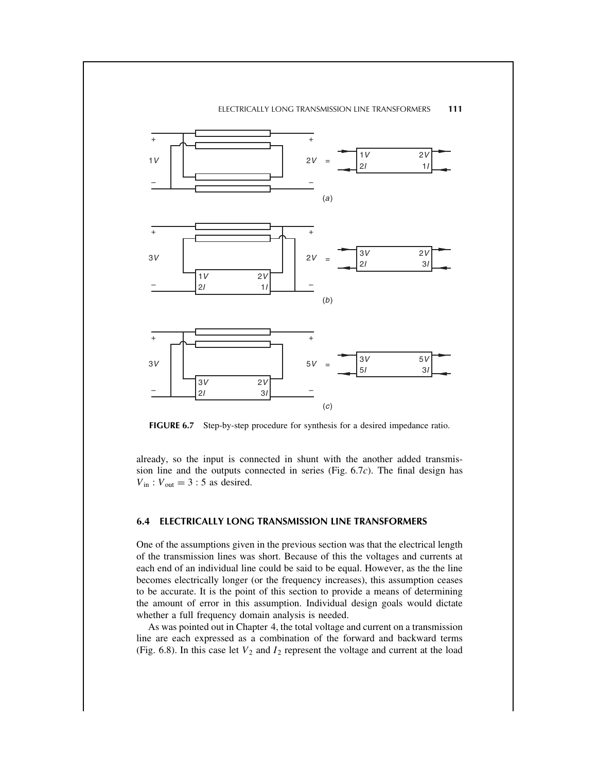FIGURE 6.7 Step-by-step procedure for synthesis for a desired impedance ratio.

already, so the input is connected in shunt with the another added transmission line and the outputs connected in series (Fig. 6.7*c*). The final design has $V_{in} : V_{out} = 3 : 5$ as desired.

## 6.4 ELECTRICALLY LONG TRANSMISSION LINE TRANSFORMERS

One of the assumptions given in the previous section was that the electrical length of the transmission lines was short. Because of this the voltages and currents at each end of an individual line could be said to be equal. However, as the the line becomes electrically longer (or the frequency increases), this assumption ceases to be accurate. It is the point of this section to provide a means of determining the amount of error in this assumption. Individual design goals would dictate whether a full frequency domain analysis is needed.

As was pointed out in Chapter 4, the total voltage and current on a transmission line are each expressed as a combination of the forward and backward terms (Fig. 6.8). In this case let $V_2$ and $I_2$ represent the voltage and current at the load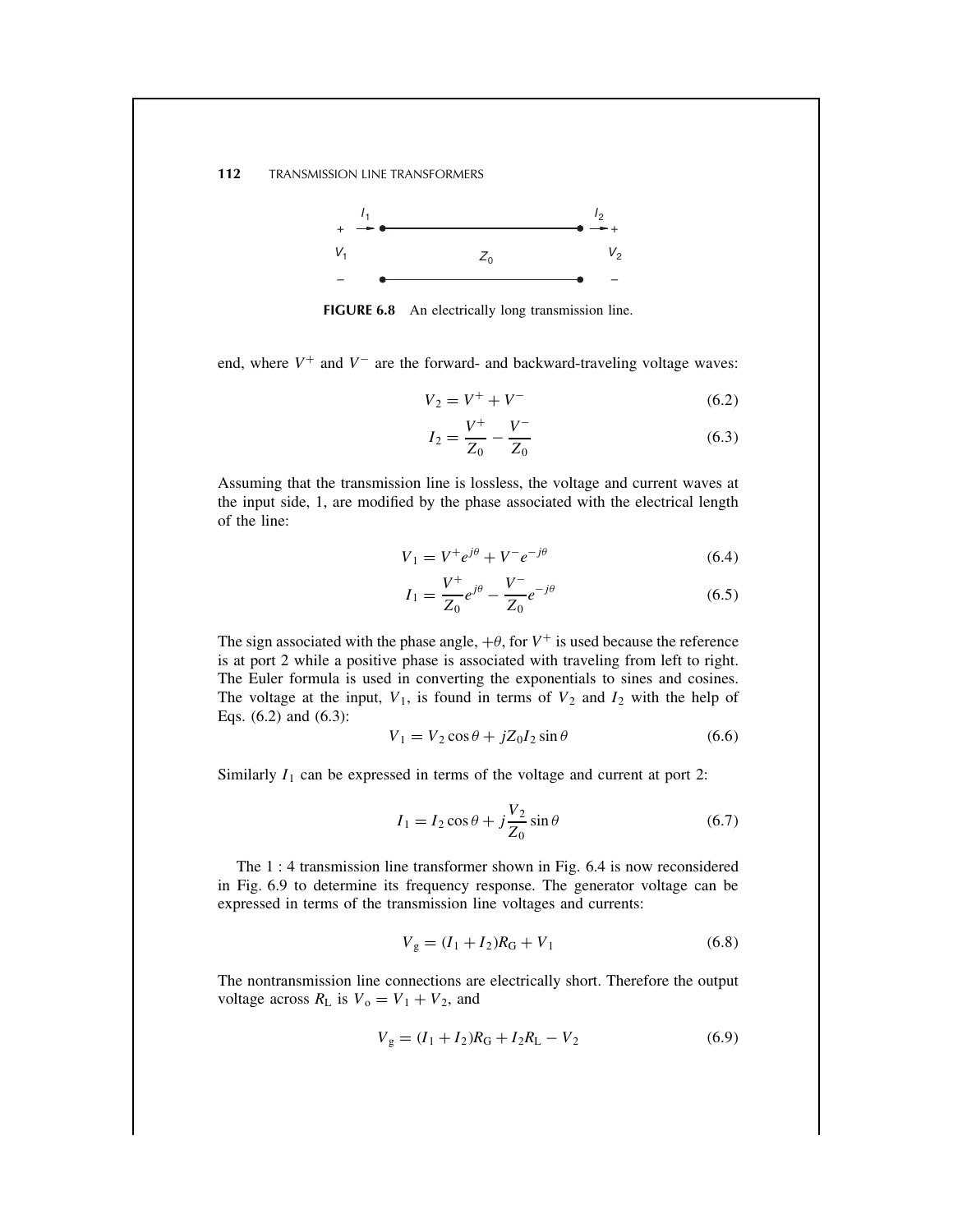FIGURE 6.8 An electrically long transmission line.

end, where $V^+$ and $V^-$ are the forward- and backward-traveling voltage waves:

$$V_2 = V^+ + V^- \tag{6.2}$$

$$I_2 = \frac{V^+}{Z_0} - \frac{V^-}{Z_0} \tag{6.3}$$

Assuming that the transmission line is lossless, the voltage and current waves at the input side, 1, are modified by the phase associated with the electrical length of the line:

$$V_1 = V^+ e^{j\theta} + V^- e^{-j\theta} \tag{6.4}$$

$$I_1 = \frac{V^+}{Z_0} e^{j\theta} - \frac{V^-}{Z_0} e^{-j\theta} \tag{6.5}$$

The sign associated with the phase angle, $+\theta$, for $V^+$ is used because the reference is at port 2 while a positive phase is associated with traveling from left to right. The Euler formula is used in converting the exponentials to sines and cosines. The voltage at the input, $V_1$, is found in terms of $V_2$ and $I_2$ with the help of Eqs. (6.2) and (6.3):

$$V_1 = V_2 \cos\theta + jZ_0 I_2 \sin\theta \tag{6.6}$$

Similarly $I_1$ can be expressed in terms of the voltage and current at port 2:

$$I_1 = I_2 \cos\theta + j\frac{V_2}{Z_0} \sin\theta \tag{6.7}$$

The 1 : 4 transmission line transformer shown in Fig. 6.4 is now reconsidered in Fig. 6.9 to determine its frequency response. The generator voltage can be expressed in terms of the transmission line voltages and currents:

$$V_g = (I_1 + I_2)R_G + V_1 \tag{6.8}$$

The nontransmission line connections are electrically short. Therefore the output voltage across $R_L$ is $V_o = V_1 + V_2$, and

$$V_g = (I_1 + I_2)R_G + I_2 R_L - V_2 \tag{6.9}$$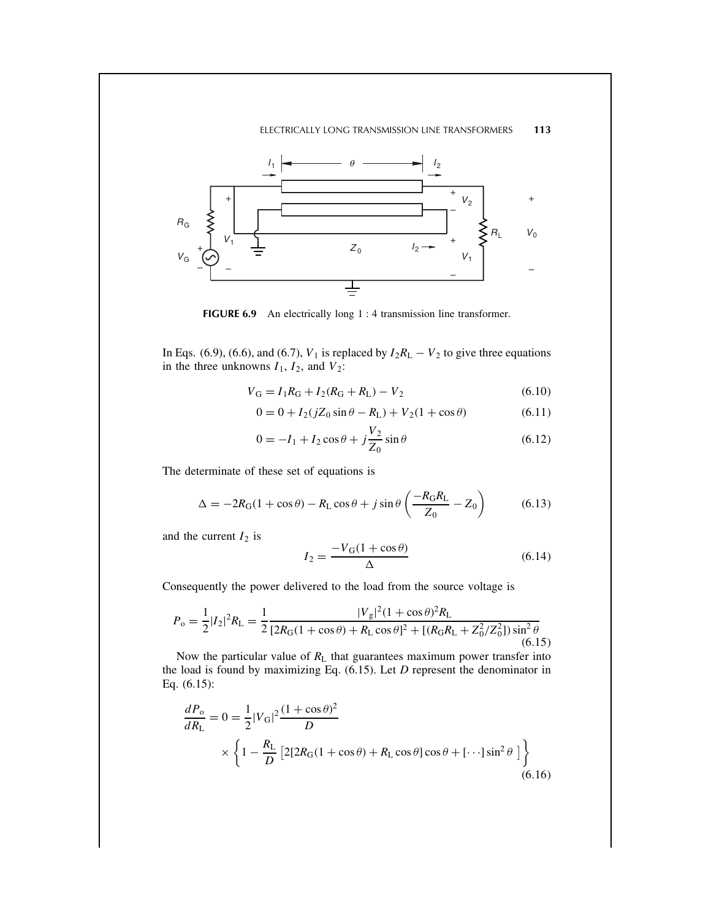**FIGURE 6.9** An electrically long 1 : 4 transmission line transformer.

In Eqs. (6.9), (6.6), and (6.7), $V_1$ is replaced by $I_2R_L - V_2$ to give three equations in the three unknowns $I_1$, $I_2$, and $V_2$:

$$V_G = I_1R_G + I_2(R_G + R_L) - V_2 \tag{6.10}$$

$$0 = 0 + I_2(jZ_0 \sin\theta - R_L) + V_2(1 + \cos\theta) \tag{6.11}$$

$$0 = -I_1 + I_2 \cos\theta + j\frac{V_2}{Z_0}\sin\theta \tag{6.12}$$

The determinate of these set of equations is

$$\Delta = -2R_G(1 + \cos\theta) - R_L \cos\theta + j\sin\theta\left(\frac{-R_GR_L}{Z_0} - Z_0\right) \tag{6.13}$$

and the current $I_2$ is

$$I_2 = \frac{-V_G(1 + \cos\theta)}{\Delta} \tag{6.14}$$

Consequently the power delivered to the load from the source voltage is

$$P_o = \frac{1}{2}|I_2|^2R_L = \frac{1}{2}\frac{|V_g|^2(1 + \cos\theta)^2R_L}{[2R_G(1 + \cos\theta) + R_L\cos\theta]^2 + [(R_GR_L + Z_0^2/Z_0^2])\sin^2\theta} \tag{6.15}$$

Now the particular value of $R_L$ that guarantees maximum power transfer into the load is found by maximizing Eq. (6.15). Let $D$ represent the denominator in Eq. (6.15):

$$\frac{dP_o}{dR_L} = 0 = \frac{1}{2}|V_G|^2\frac{(1 + \cos\theta)^2}{D} \times \left\{1 - \frac{R_L}{D}\left[2[2R_G(1 + \cos\theta) + R_L\cos\theta]\cos\theta + [\cdots]\sin^2\theta\right]\right\} \tag{6.16}$$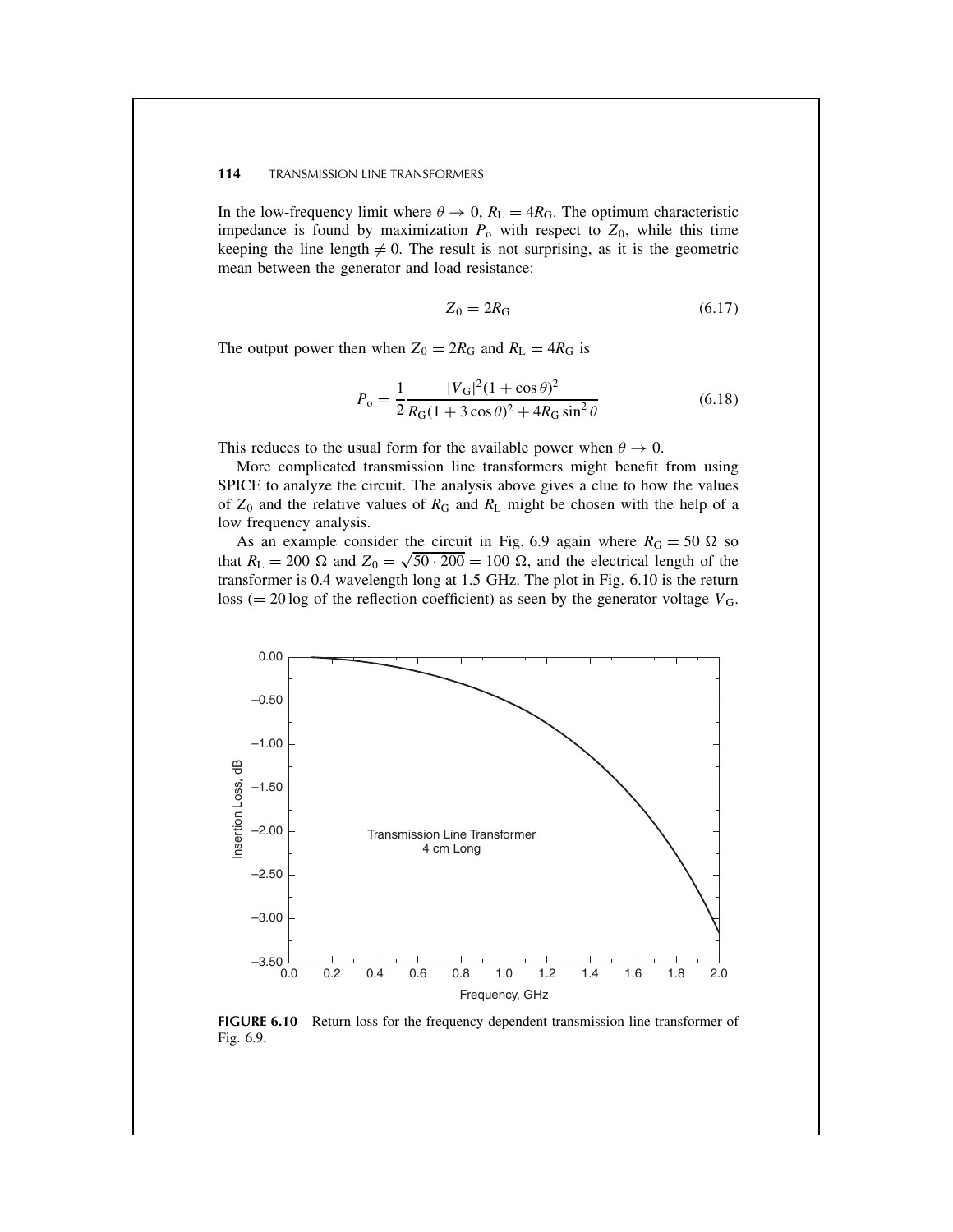In the low-frequency limit where $\theta \to 0$, $R_L = 4R_G$. The optimum characteristic impedance is found by maximization $P_o$ with respect to $Z_0$, while this time keeping the line length $\neq 0$. The result is not surprising, as it is the geometric mean between the generator and load resistance:

$$Z_0 = 2R_G \tag{6.17}$$

The output power then when $Z_0 = 2R_G$ and $R_L = 4R_G$ is

$$P_o = \frac{1}{2} \frac{|V_G|^2 (1 + \cos\theta)^2}{R_G(1 + 3\cos\theta)^2 + 4R_G \sin^2\theta} \tag{6.18}$$

This reduces to the usual form for the available power when $\theta \to 0$.

More complicated transmission line transformers might benefit from using SPICE to analyze the circuit. The analysis above gives a clue to how the values of $Z_0$ and the relative values of $R_G$ and $R_L$ might be chosen with the help of a low frequency analysis.

As an example consider the circuit in Fig. 6.9 again where $R_G = 50\ \Omega$ so that $R_L = 200\ \Omega$ and $Z_0 = \sqrt{50 \cdot 200} = 100\ \Omega$, and the electrical length of the transformer is 0.4 wavelength long at 1.5 GHz. The plot in Fig. 6.10 is the return loss ($= 20 \log$ of the reflection coefficient) as seen by the generator voltage $V_G$.

**FIGURE 6.10** Return loss for the frequency dependent transmission line transformer of Fig. 6.9.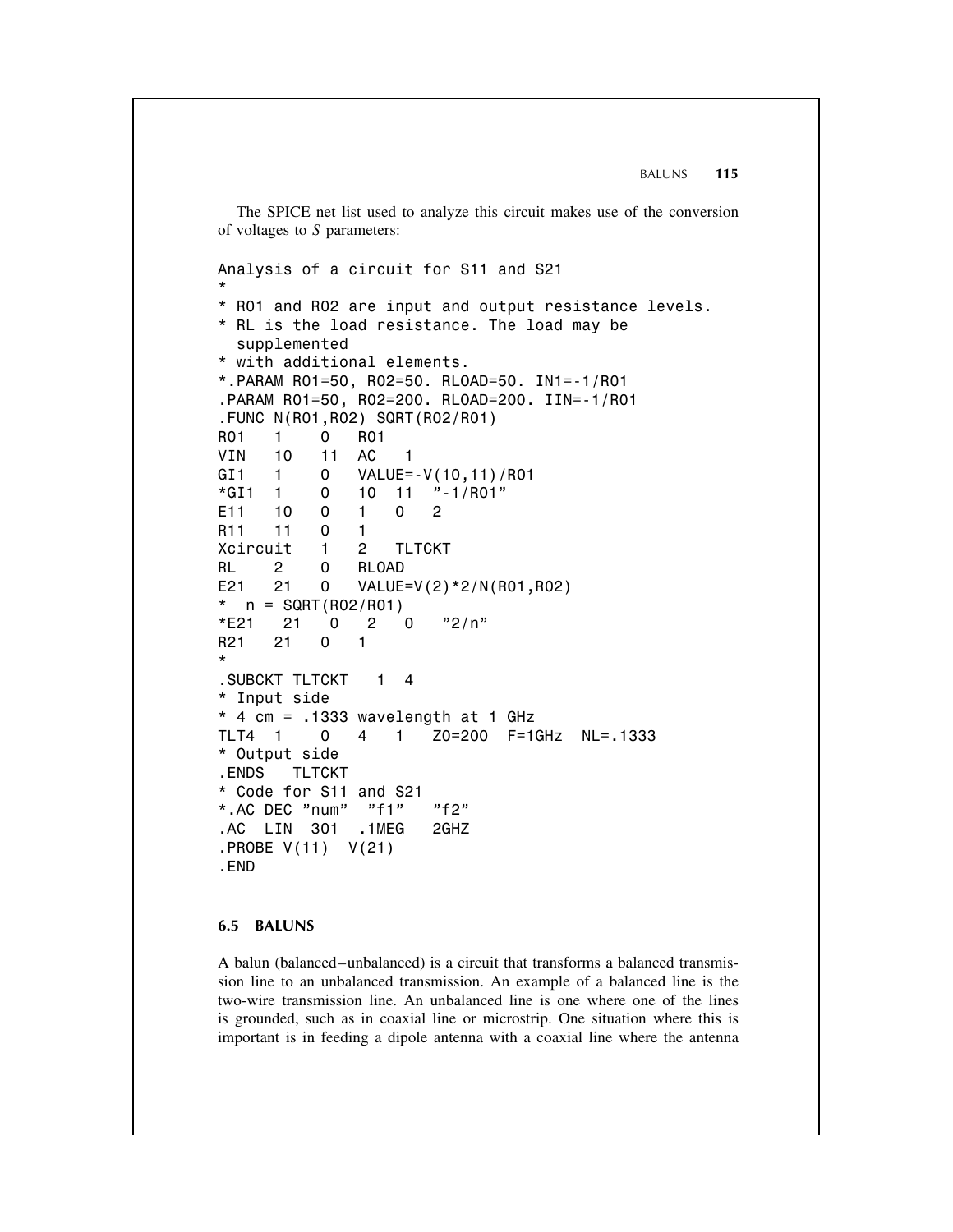The SPICE net list used to analyze this circuit makes use of the conversion of voltages to $S$ parameters:

```
Analysis of a circuit for S11 and S21
*
* RO1 and RO2 are input and output resistance levels.
* RL is the load resistance. The load may be
  supplemented
* with additional elements.
*.PARAM RO1=50, RO2=50. RLOAD=50. IN1=-1/RO1
.PARAM RO1=50, RO2=200. RLOAD=200. IIN=-1/RO1
.FUNC N(RO1,RO2) SQRT(RO2/RO1)
RO1   1    0   RO1
VIN   10   11  AC   1
GI1   1    0   VALUE=-V(10,11)/RO1
*GI1  1    0   10  11  "-1/RO1"
E11   10   0   1   0   2
R11   11   0   1
Xcircuit   1   2   TLTCKT
RL    2    0   RLOAD
E21   21   0   VALUE=V(2)*2/N(RO1,RO2)
*  n = SQRT(RO2/RO1)
*E21   21   0   2   0   "2/n"
R21   21   0   1
*
.SUBCKT TLTCKT   1  4
* Input side
* 4 cm = .1333 wavelength at 1 GHz
TLT4  1    0   4   1   Z0=200  F=1GHz  NL=.1333
* Output side
.ENDS   TLTCKT
* Code for S11 and S21
*.AC DEC "num"  "f1"   "f2"
.AC  LIN  301  .1MEG   2GHZ
.PROBE V(11)  V(21)
.END
```

## 6.5 BALUNS

A balun (balanced–unbalanced) is a circuit that transforms a balanced transmission line to an unbalanced transmission. An example of a balanced line is the two-wire transmission line. An unbalanced line is one where one of the lines is grounded, such as in coaxial line or microstrip. One situation where this is important is in feeding a dipole antenna with a coaxial line where the antenna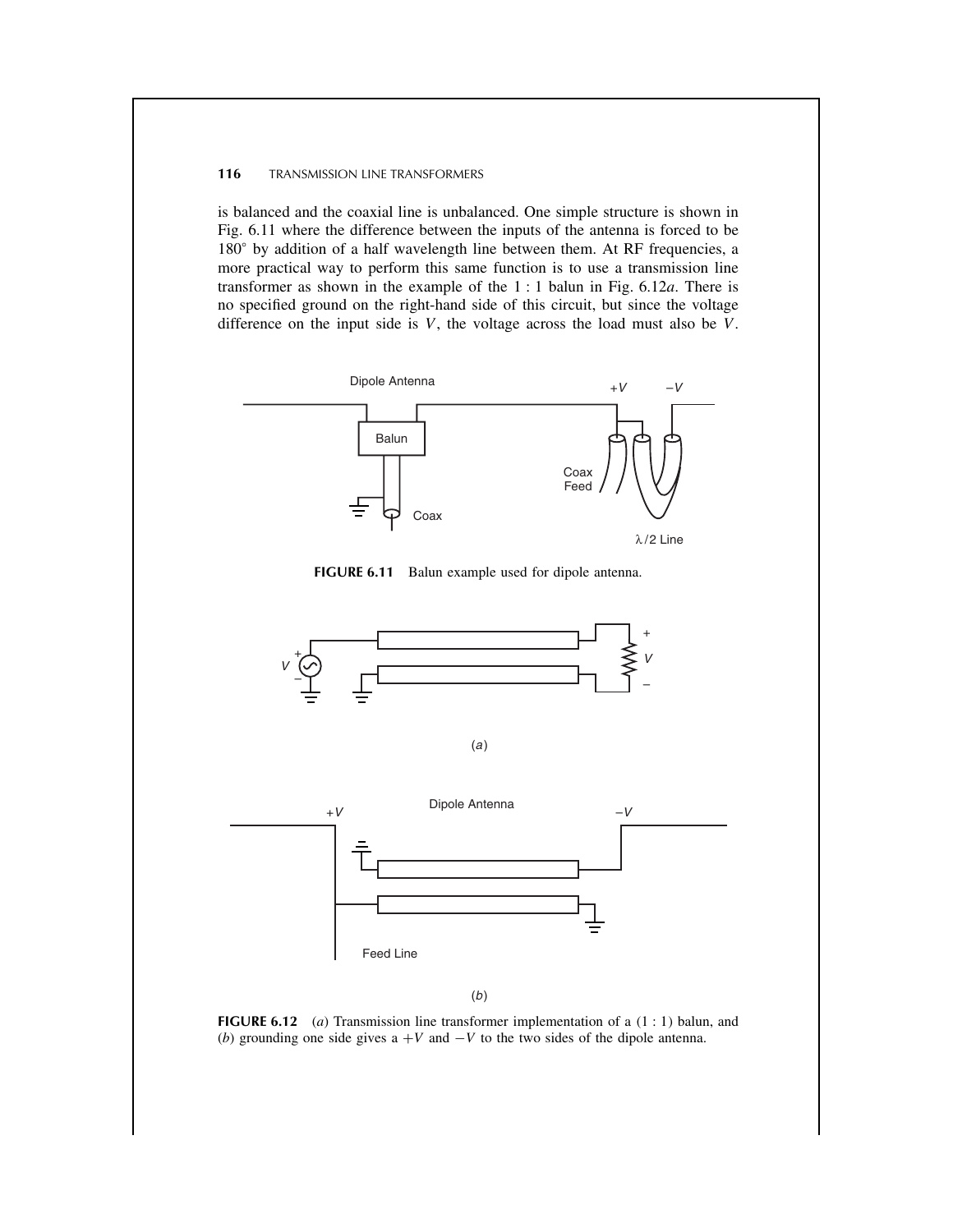is balanced and the coaxial line is unbalanced. One simple structure is shown in Fig. 6.11 where the difference between the inputs of the antenna is forced to be 180° by addition of a half wavelength line between them. At RF frequencies, a more practical way to perform this same function is to use a transmission line transformer as shown in the example of the 1 : 1 balun in Fig. 6.12*a*. There is no specified ground on the right-hand side of this circuit, but since the voltage difference on the input side is $V$, the voltage across the load must also be $V$.

**FIGURE 6.11** Balun example used for dipole antenna.

(*a*)

(*b*)

**FIGURE 6.12** (*a*) Transmission line transformer implementation of a (1 : 1) balun, and (*b*) grounding one side gives a $+V$ and $-V$ to the two sides of the dipole antenna.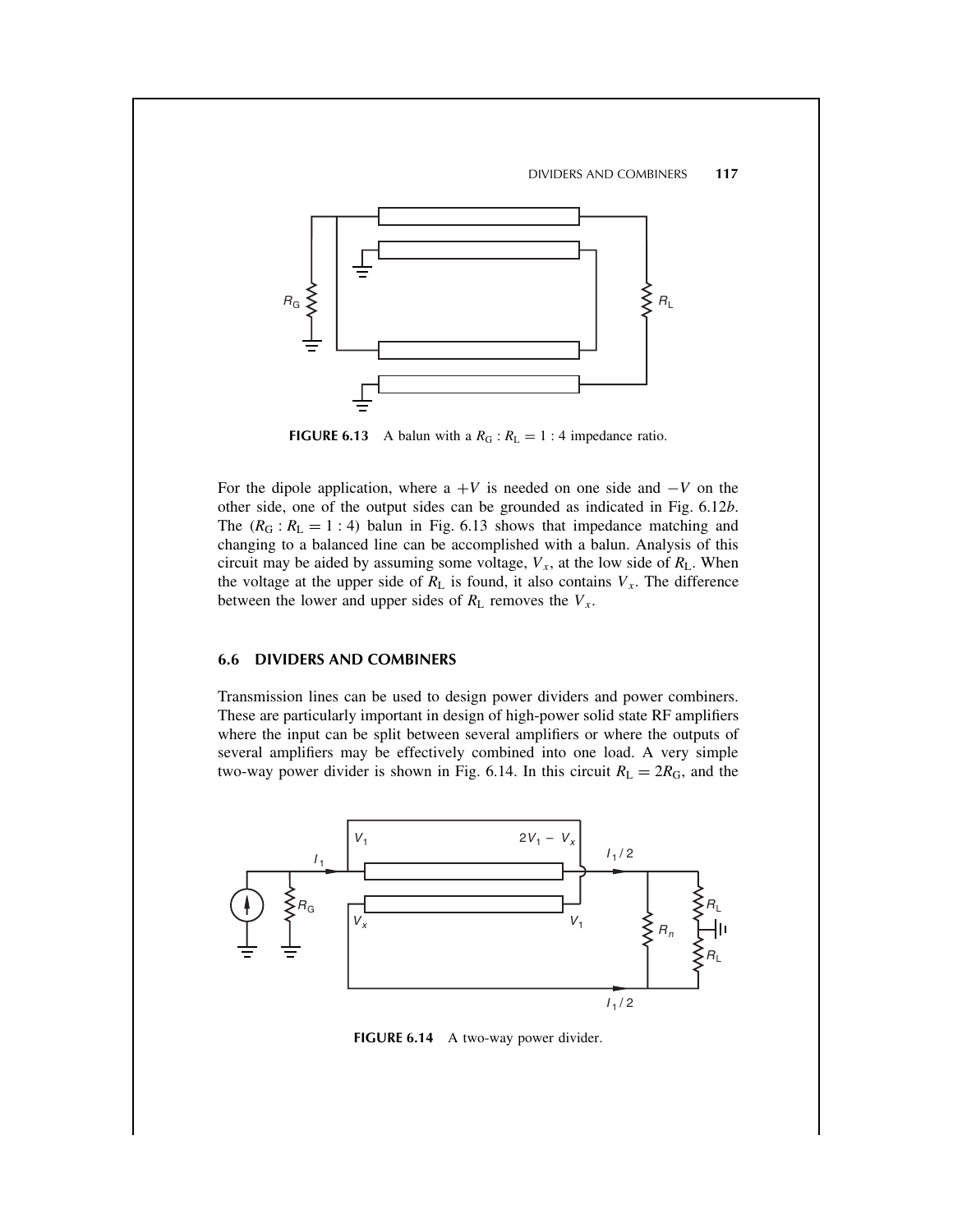**FIGURE 6.13** A balun with a $R_G : R_L = 1 : 4$ impedance ratio.

For the dipole application, where a $+V$ is needed on one side and $-V$ on the other side, one of the output sides can be grounded as indicated in Fig. 6.12*b*. The ($R_G : R_L = 1 : 4$) balun in Fig. 6.13 shows that impedance matching and changing to a balanced line can be accomplished with a balun. Analysis of this circuit may be aided by assuming some voltage, $V_x$, at the low side of $R_L$. When the voltage at the upper side of $R_L$ is found, it also contains $V_x$. The difference between the lower and upper sides of $R_L$ removes the $V_x$.

## 6.6 DIVIDERS AND COMBINERS

Transmission lines can be used to design power dividers and power combiners. These are particularly important in design of high-power solid state RF amplifiers where the input can be split between several amplifiers or where the outputs of several amplifiers may be effectively combined into one load. A very simple two-way power divider is shown in Fig. 6.14. In this circuit $R_L = 2R_G$, and the

**FIGURE 6.14** A two-way power divider.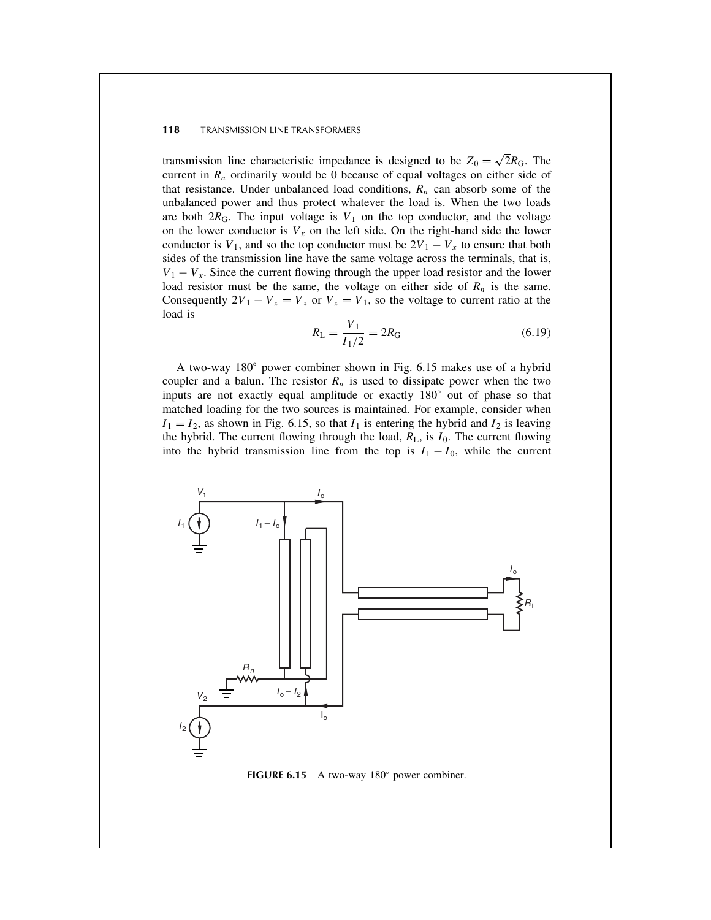transmission line characteristic impedance is designed to be $Z_0 = \sqrt{2}R_G$. The current in $R_n$ ordinarily would be 0 because of equal voltages on either side of that resistance. Under unbalanced load conditions, $R_n$ can absorb some of the unbalanced power and thus protect whatever the load is. When the two loads are both $2R_G$. The input voltage is $V_1$ on the top conductor, and the voltage on the lower conductor is $V_x$ on the left side. On the right-hand side the lower conductor is $V_1$, and so the top conductor must be $2V_1 - V_x$ to ensure that both sides of the transmission line have the same voltage across the terminals, that is, $V_1 - V_x$. Since the current flowing through the upper load resistor and the lower load resistor must be the same, the voltage on either side of $R_n$ is the same. Consequently $2V_1 - V_x = V_x$ or $V_x = V_1$, so the voltage to current ratio at the load is

$$R_L = \frac{V_1}{I_1/2} = 2R_G \tag{6.19}$$

A two-way 180° power combiner shown in Fig. 6.15 makes use of a hybrid coupler and a balun. The resistor $R_n$ is used to dissipate power when the two inputs are not exactly equal amplitude or exactly 180° out of phase so that matched loading for the two sources is maintained. For example, consider when $I_1 = I_2$, as shown in Fig. 6.15, so that $I_1$ is entering the hybrid and $I_2$ is leaving the hybrid. The current flowing through the load, $R_L$, is $I_0$. The current flowing into the hybrid transmission line from the top is $I_1 - I_0$, while the current

**FIGURE 6.15** A two-way 180° power combiner.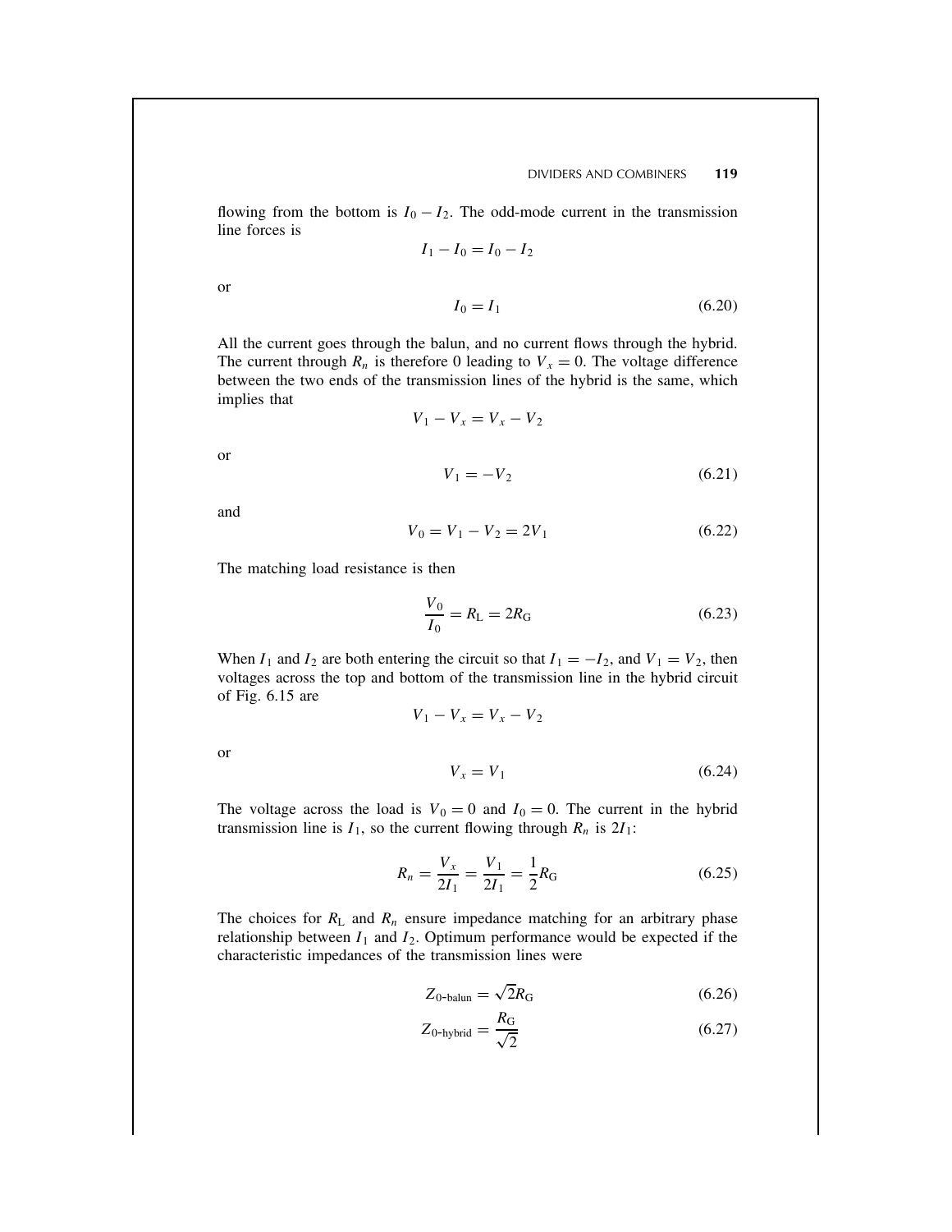flowing from the bottom is $I_0 - I_2$. The odd-mode current in the transmission line forces is

$$I_1 - I_0 = I_0 - I_2$$

or

$$I_0 = I_1 \tag{6.20}$$

All the current goes through the balun, and no current flows through the hybrid. The current through $R_n$ is therefore 0 leading to $V_x = 0$. The voltage difference between the two ends of the transmission lines of the hybrid is the same, which implies that

$$V_1 - V_x = V_x - V_2$$

or

$$V_1 = -V_2 \tag{6.21}$$

and

$$V_0 = V_1 - V_2 = 2V_1 \tag{6.22}$$

The matching load resistance is then

$$\frac{V_0}{I_0} = R_\mathrm{L} = 2R_\mathrm{G} \tag{6.23}$$

When $I_1$ and $I_2$ are both entering the circuit so that $I_1 = -I_2$, and $V_1 = V_2$, then voltages across the top and bottom of the transmission line in the hybrid circuit of Fig. 6.15 are

$$V_1 - V_x = V_x - V_2$$

or

$$V_x = V_1 \tag{6.24}$$

The voltage across the load is $V_0 = 0$ and $I_0 = 0$. The current in the hybrid transmission line is $I_1$, so the current flowing through $R_n$ is $2I_1$:

$$R_n = \frac{V_x}{2I_1} = \frac{V_1}{2I_1} = \frac{1}{2}R_\mathrm{G} \tag{6.25}$$

The choices for $R_\mathrm{L}$ and $R_n$ ensure impedance matching for an arbitrary phase relationship between $I_1$ and $I_2$. Optimum performance would be expected if the characteristic impedances of the transmission lines were

$$Z_{0\text{-balun}} = \sqrt{2}R_\mathrm{G} \tag{6.26}$$

$$Z_{0\text{-hybrid}} = \frac{R_\mathrm{G}}{\sqrt{2}} \tag{6.27}$$